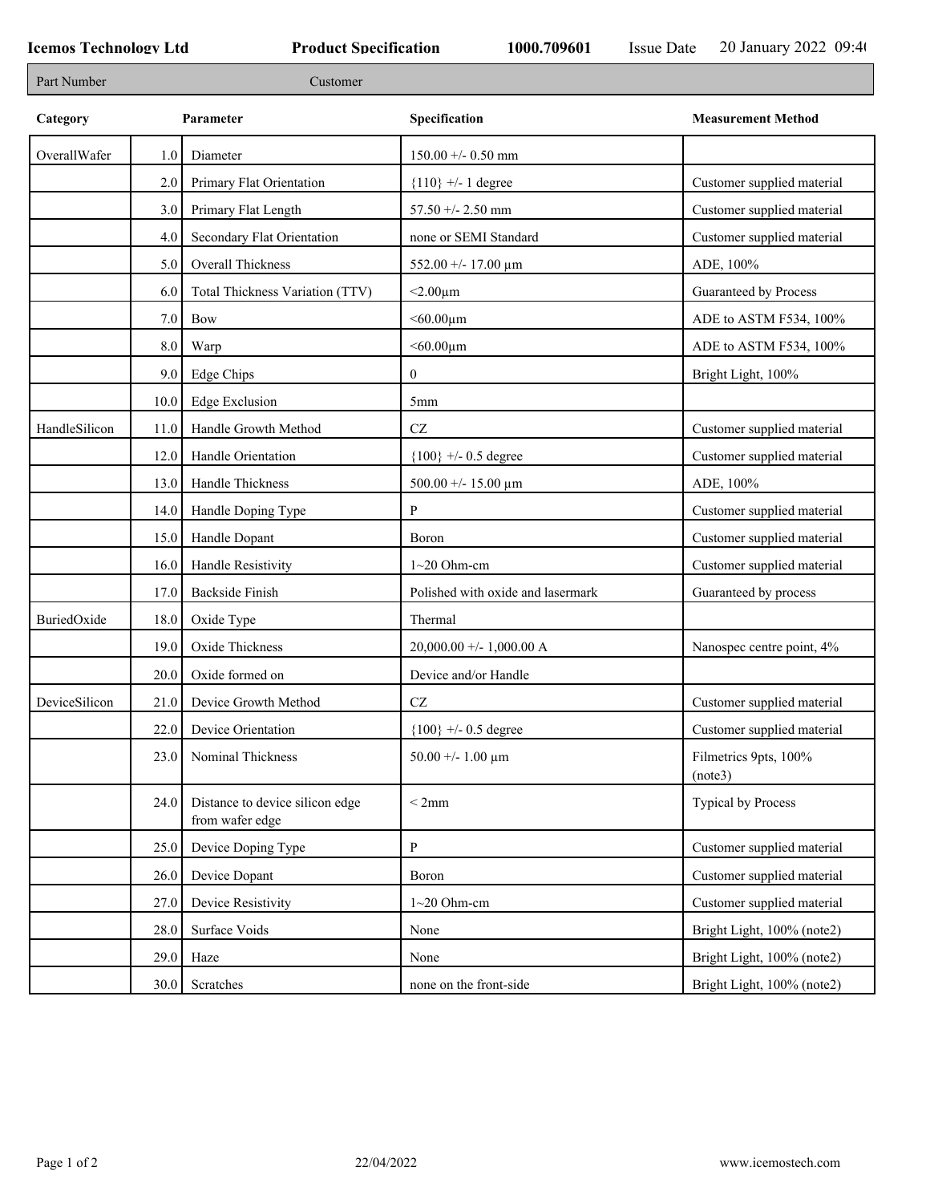**Icemos Technology Ltd** **Product Specification** **1000.709601** Issue Date 20 January 2022 09:40

| Part Number | Customer |
|---|---|

| Category | | Parameter | Specification | Measurement Method |
|---|---|---|---|---|
| OverallWafer | 1.0 | Diameter | 150.00 +/- 0.50 mm | |
| | 2.0 | Primary Flat Orientation | {110} +/- 1 degree | Customer supplied material |
| | 3.0 | Primary Flat Length | 57.50 +/- 2.50 mm | Customer supplied material |
| | 4.0 | Secondary Flat Orientation | none or SEMI Standard | Customer supplied material |
| | 5.0 | Overall Thickness | 552.00 +/- 17.00 µm | ADE, 100% |
| | 6.0 | Total Thickness Variation (TTV) | <2.00µm | Guaranteed by Process |
| | 7.0 | Bow | <60.00µm | ADE to ASTM F534, 100% |
| | 8.0 | Warp | <60.00µm | ADE to ASTM F534, 100% |
| | 9.0 | Edge Chips | 0 | Bright Light, 100% |
| | 10.0 | Edge Exclusion | 5mm | |
| HandleSilicon | 11.0 | Handle Growth Method | CZ | Customer supplied material |
| | 12.0 | Handle Orientation | {100} +/- 0.5 degree | Customer supplied material |
| | 13.0 | Handle Thickness | 500.00 +/- 15.00 µm | ADE, 100% |
| | 14.0 | Handle Doping Type | P | Customer supplied material |
| | 15.0 | Handle Dopant | Boron | Customer supplied material |
| | 16.0 | Handle Resistivity | 1~20 Ohm-cm | Customer supplied material |
| | 17.0 | Backside Finish | Polished with oxide and lasermark | Guaranteed by process |
| BuriedOxide | 18.0 | Oxide Type | Thermal | |
| | 19.0 | Oxide Thickness | 20,000.00 +/- 1,000.00 A | Nanospec centre point, 4% |
| | 20.0 | Oxide formed on | Device and/or Handle | |
| DeviceSilicon | 21.0 | Device Growth Method | CZ | Customer supplied material |
| | 22.0 | Device Orientation | {100} +/- 0.5 degree | Customer supplied material |
| | 23.0 | Nominal Thickness | 50.00 +/- 1.00 µm | Filmetrics 9pts, 100% (note3) |
| | 24.0 | Distance to device silicon edge from wafer edge | < 2mm | Typical by Process |
| | 25.0 | Device Doping Type | P | Customer supplied material |
| | 26.0 | Device Dopant | Boron | Customer supplied material |
| | 27.0 | Device Resistivity | 1~20 Ohm-cm | Customer supplied material |
| | 28.0 | Surface Voids | None | Bright Light, 100% (note2) |
| | 29.0 | Haze | None | Bright Light, 100% (note2) |
| | 30.0 | Scratches | none on the front-side | Bright Light, 100% (note2) |

22/04/2022 www.icemostech.com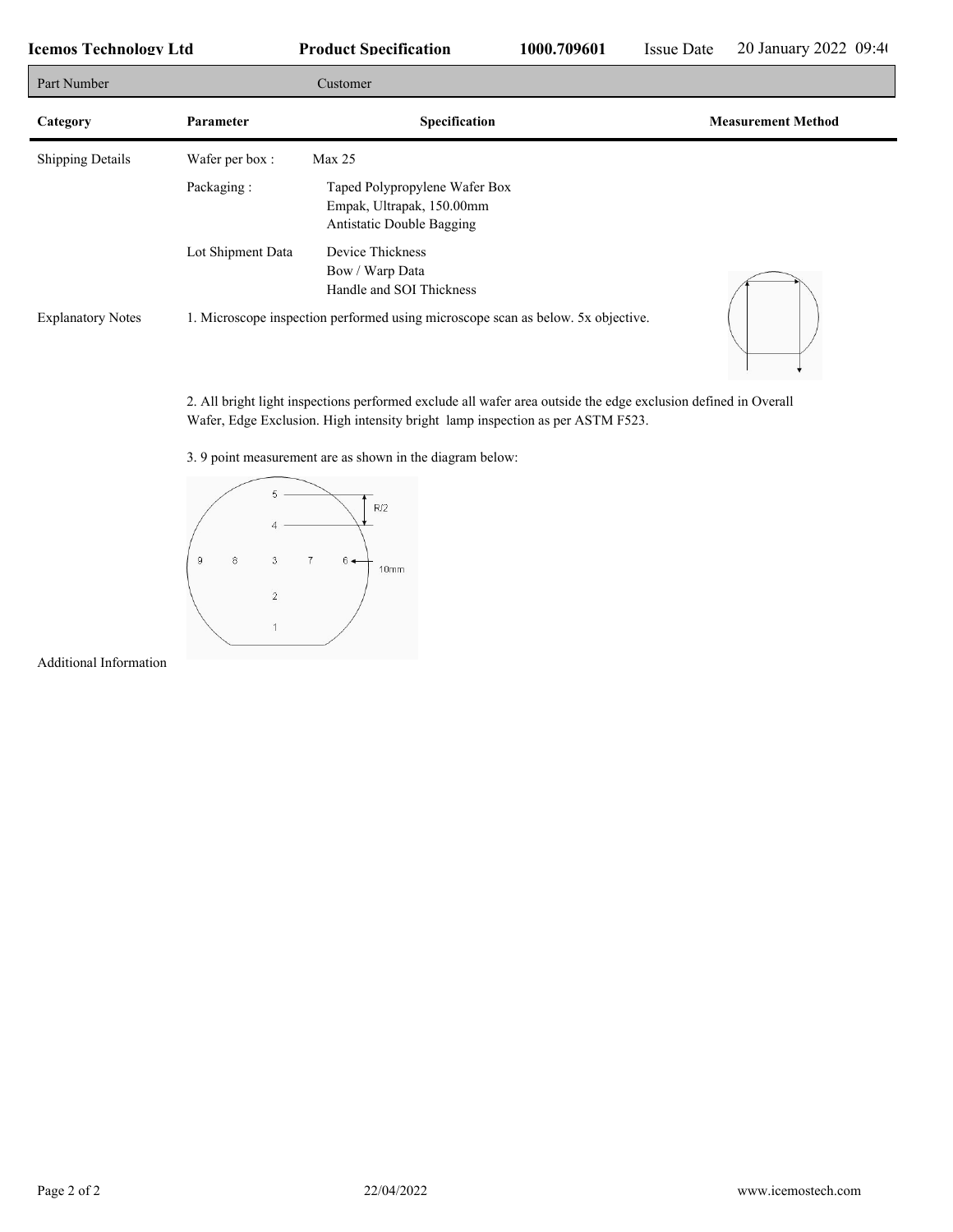| Category | Parameter | Specification | Measurement Method |
|---|---|---|---|
| Shipping Details | Wafer per box : | Max 25 | |
| | Packaging : | Taped Polypropylene Wafer Box<br>Empak, Ultrapak, 150.00mm<br>Antistatic Double Bagging | |
| | Lot Shipment Data | Device Thickness<br>Bow / Warp Data<br>Handle and SOI Thickness | |

Explanatory Notes

1. Microscope inspection performed using microscope scan as below. 5x objective.

2. All bright light inspections performed exclude all wafer area outside the edge exclusion defined in Overall Wafer, Edge Exclusion. High intensity bright lamp inspection as per ASTM F523.

3. 9 point measurement are as shown in the diagram below:

5
4
R/2
9 8 3 7 6
10mm
2
1

Additional Information